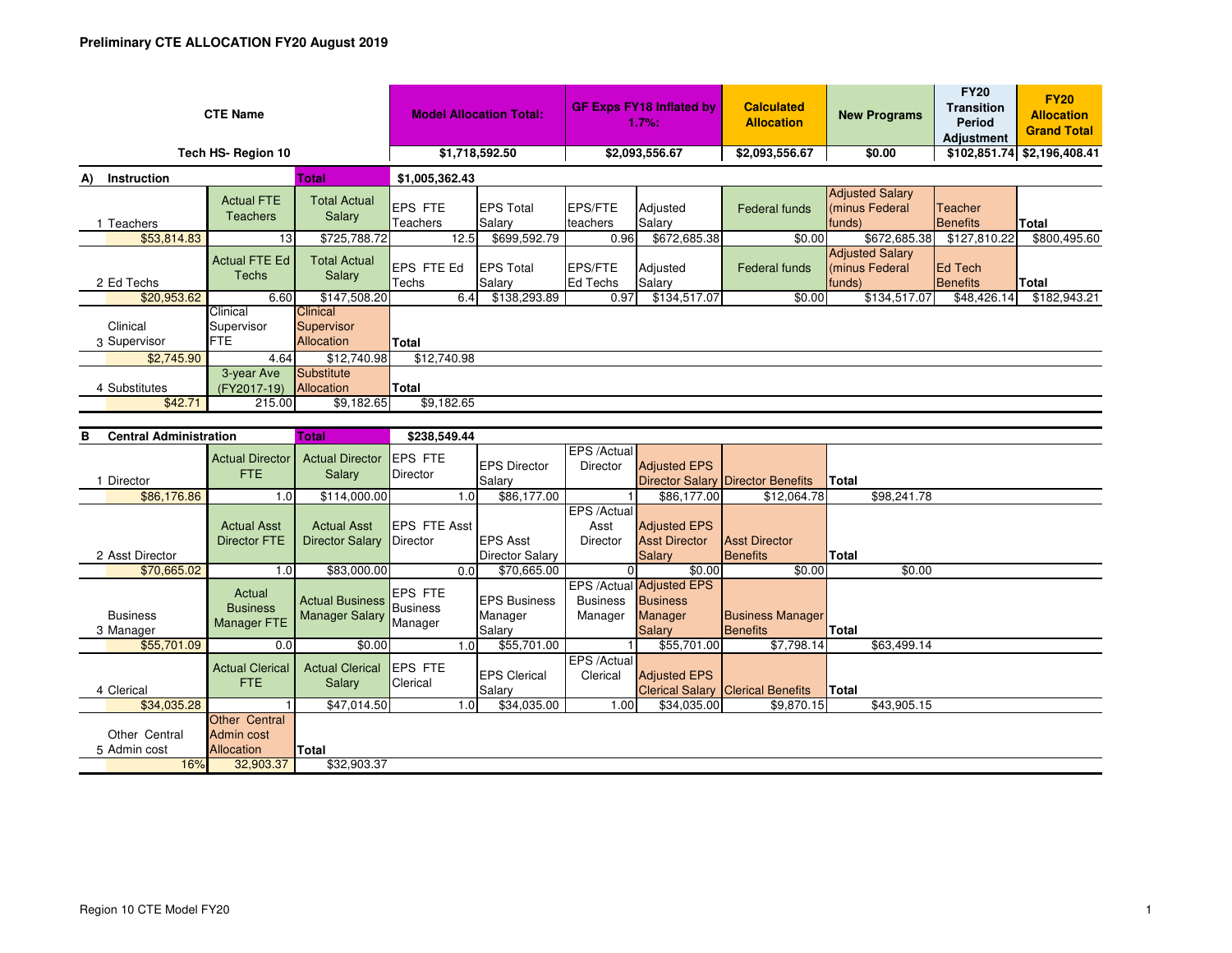**Preliminary CTE ALLOCATION FY20 August 2019**

| CTE Name | Model Allocation Total: | GF Exps FY18 Inflated by 1.7%: | Calculated Allocation | New Programs | FY20 Transition Period Adjustment | FY20 Allocation Grand Total |
|---|---|---|---|---|---|---|
| Tech HS- Region 10 | $1,718,592.50 | $2,093,556.67 | $2,093,556.67 | $0.00 | $102,851.74 | $2,196,408.41 |

## A) Instruction

**Total** $1,005,362.43

| | | | | | | | | | | |
|---|---|---|---|---|---|---|---|---|---|---|
| 1 Teachers | Actual FTE Teachers | Total Actual Salary | EPS FTE Teachers | EPS Total Salary | EPS/FTE teachers | Adjusted Salary | Federal funds | Adjusted Salary (minus Federal funds) | Teacher Benefits | Total |
| $53,814.83 | 13 | $725,788.72 | 12.5 | $699,592.79 | 0.96 | $672,685.38 | $0.00 | $672,685.38 | $127,810.22 | $800,495.60 |
| 2 Ed Techs | Actual FTE Ed Techs | Total Actual Salary | EPS FTE Ed Techs | EPS Total Salary | EPS/FTE Ed Techs | Adjusted Salary | Federal funds | Adjusted Salary (minus Federal funds) | Ed Tech Benefits | Total |
| $20,953.62 | 6.60 | $147,508.20 | 6.4 | $138,293.89 | 0.97 | $134,517.07 | $0.00 | $134,517.07 | $48,426.14 | $182,943.21 |
| 3 Clinical Supervisor | Clinical Supervisor FTE | Clinical Supervisor Allocation | Total | | | | | | | |
| $2,745.90 | 4.64 | $12,740.98 | $12,740.98 | | | | | | | |
| 4 Substitutes | 3-year Ave (FY2017-19) | Substitute Allocation | Total | | | | | | | |
| $42.71 | 215.00 | $9,182.65 | $9,182.65 | | | | | | | |

## B Central Administration

**Total** $238,549.44

| | | | | | | | | |
|---|---|---|---|---|---|---|---|---|
| 1 Director | Actual Director FTE | Actual Director Salary | EPS FTE Director | EPS Director Salary | EPS /Actual Director | Adjusted EPS Director Salary | Director Benefits | Total |
| $86,176.86 | 1.0 | $114,000.00 | 1.0 | $86,177.00 | 1 | $86,177.00 | $12,064.78 | $98,241.78 |
| 2 Asst Director | Actual Asst Director FTE | Actual Asst Director Salary | EPS FTE Asst Director | EPS Asst Director Salary | EPS /Actual Asst Director | Adjusted EPS Asst Director Salary | Asst Director Benefits | Total |
| $70,665.02 | 1.0 | $83,000.00 | 0.0 | $70,665.00 | 0 | $0.00 | $0.00 | $0.00 |
| 3 Business Manager | Actual Business Manager FTE | Actual Business Manager Salary | EPS FTE Business Manager | EPS Business Manager Salary | EPS /Actual Business Manager | Adjusted EPS Business Manager Salary | Business Manager Benefits | Total |
| $55,701.09 | 0.0 | $0.00 | 1.0 | $55,701.00 | 1 | $55,701.00 | $7,798.14 | $63,499.14 |
| 4 Clerical | Actual Clerical FTE | Actual Clerical Salary | EPS FTE Clerical | EPS Clerical Salary | EPS /Actual Clerical | Adjusted EPS Clerical Salary | Clerical Benefits | Total |
| $34,035.28 | 1 | $47,014.50 | 1.0 | $34,035.00 | 1.00 | $34,035.00 | $9,870.15 | $43,905.15 |
| 5 Other Central Admin cost | Other Central Admin cost Allocation | Total | | | | | | |
| 16% | 32,903.37 | $32,903.37 | | | | | | |

Region 10 CTE Model FY20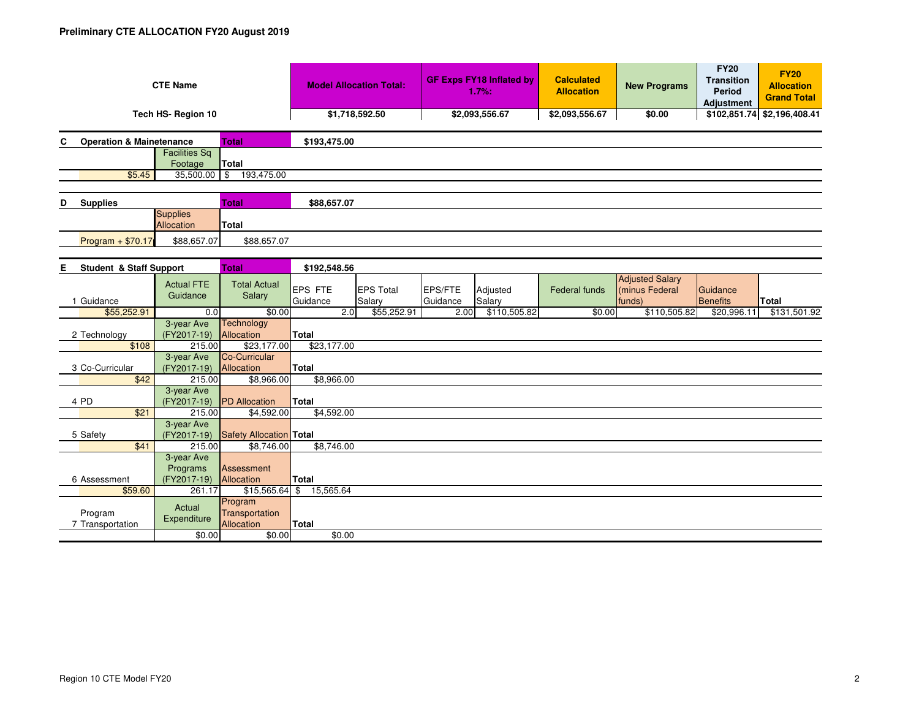**Preliminary CTE ALLOCATION FY20 August 2019**

| CTE Name | Model Allocation Total: | GF Exps FY18 Inflated by 1.7%: | Calculated Allocation | New Programs | FY20 Transition Period Adjustment | FY20 Allocation Grand Total |
|---|---|---|---|---|---|---|
| Tech HS- Region 10 | $1,718,592.50 | $2,093,556.67 | $2,093,556.67 | $0.00 | $102,851.74 | $2,196,408.41 |

**C Operation & Mainetenance** — Total: $193,475.00

| | Facilities Sq Footage | Total |
|---|---|---|
| $5.45 | 35,500.00 | $ 193,475.00 |

**D Supplies** — Total: $88,657.07

| | Supplies Allocation | Total |
|---|---|---|
| Program + $70.17 | $88,657.07 | $88,657.07 |

**E Student & Staff Support** — Total: $192,548.56

| 1 Guidance | Actual FTE Guidance | Total Actual Salary | EPS FTE Guidance | EPS Total Salary | EPS/FTE Guidance | Adjusted Salary | Federal funds | Adjusted Salary (minus Federal funds) | Guidance Benefits | Total |
|---|---|---|---|---|---|---|---|---|---|---|
| $55,252.91 | 0.0 | $0.00 | 2.0 | $55,252.91 | 2.00 | $110,505.82 | $0.00 | $110,505.82 | $20,996.11 | $131,501.92 |

| 2 Technology | 3-year Ave (FY2017-19) | Technology Allocation | Total |
|---|---|---|---|
| $108 | 215.00 | $23,177.00 | $23,177.00 |

| 3 Co-Curricular | 3-year Ave (FY2017-19) | Co-Curricular Allocation | Total |
|---|---|---|---|
| $42 | 215.00 | $8,966.00 | $8,966.00 |

| 4 PD | 3-year Ave (FY2017-19) | PD Allocation | Total |
|---|---|---|---|
| $21 | 215.00 | $4,592.00 | $4,592.00 |

| 5 Safety | 3-year Ave (FY2017-19) | Safety Allocation | Total |
|---|---|---|---|
| $41 | 215.00 | $8,746.00 | $8,746.00 |

| 6 Assessment | 3-year Ave Programs (FY2017-19) | Assessment Allocation | Total |
|---|---|---|---|
| $59.60 | 261.17 | $15,565.64 | $ 15,565.64 |

| 7 Program Transportation | Actual Expenditure | Program Transportation Allocation | Total |
|---|---|---|---|
| | $0.00 | $0.00 | $0.00 |

Region 10 CTE Model FY20